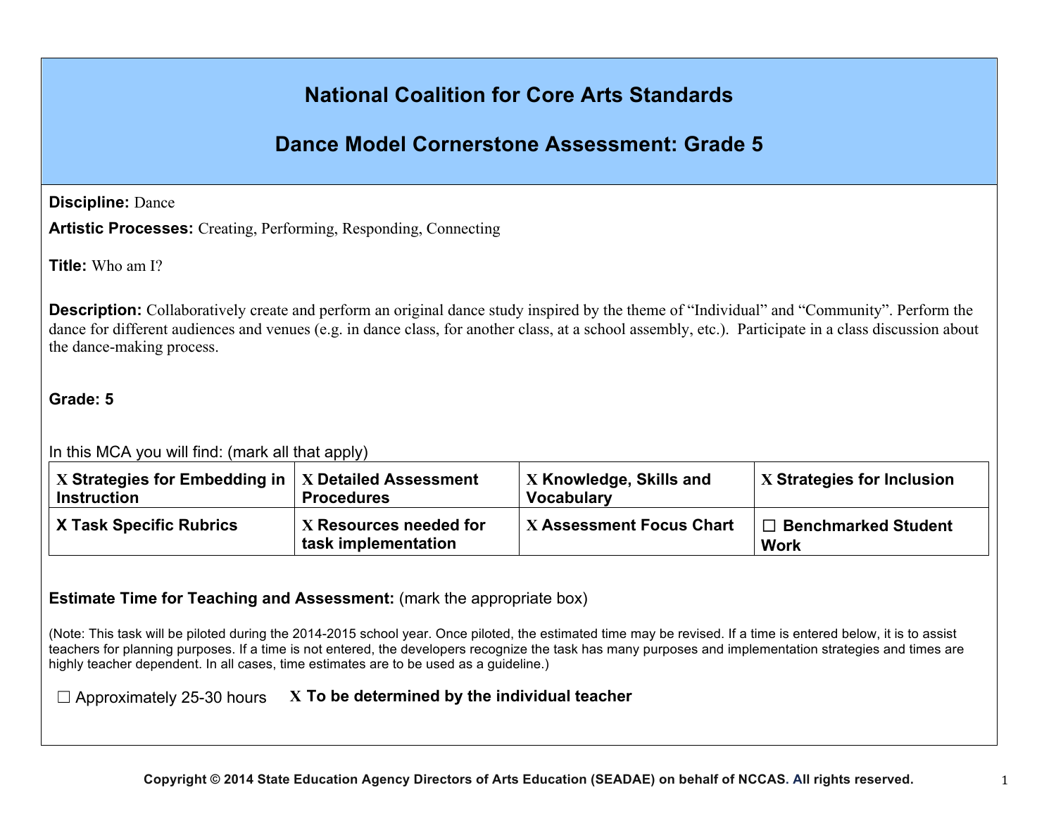# National Coalition for Core Arts Standards

## Dance Model Cornerstone Assessment: Grade 5

**Discipline:** Dance

**Artistic Processes:** Creating, Performing, Responding, Connecting

**Title:** Who am I?

**Description:** Collaboratively create and perform an original dance study inspired by the theme of "Individual" and "Community". Perform the dance for different audiences and venues (e.g. in dance class, for another class, at a school assembly, etc.). Participate in a class discussion about the dance-making process.

**Grade: 5**

In this MCA you will find: (mark all that apply)

| | | | |
|---|---|---|---|
| **X Strategies for Embedding in Instruction** | **X Detailed Assessment Procedures** | **X Knowledge, Skills and Vocabulary** | **X Strategies for Inclusion** |
| **X Task Specific Rubrics** | **X Resources needed for task implementation** | **X Assessment Focus Chart** | **☐ Benchmarked Student Work** |

**Estimate Time for Teaching and Assessment:** (mark the appropriate box)

(Note: This task will be piloted during the 2014-2015 school year. Once piloted, the estimated time may be revised. If a time is entered below, it is to assist teachers for planning purposes. If a time is not entered, the developers recognize the task has many purposes and implementation strategies and times are highly teacher dependent. In all cases, time estimates are to be used as a guideline.)

☐ Approximately 25-30 hours **X To be determined by the individual teacher**

**Copyright © 2014 State Education Agency Directors of Arts Education (SEADAE) on behalf of NCCAS. All rights reserved.**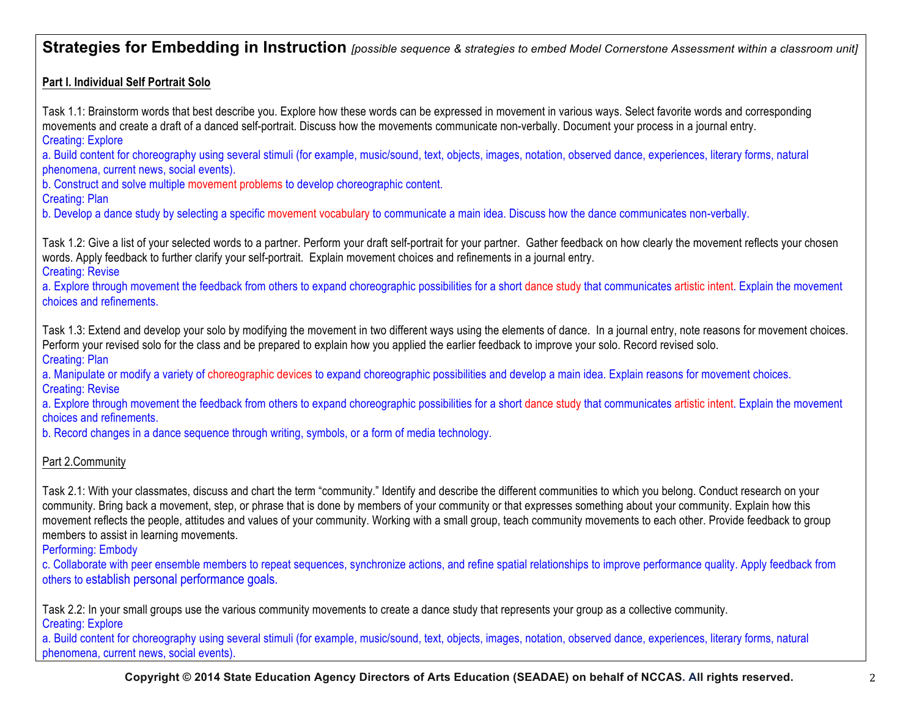## Strategies for Embedding in Instruction *[possible sequence & strategies to embed Model Cornerstone Assessment within a classroom unit]*

### Part I. Individual Self Portrait Solo

Task 1.1: Brainstorm words that best describe you. Explore how these words can be expressed in movement in various ways. Select favorite words and corresponding movements and create a draft of a danced self-portrait. Discuss how the movements communicate non-verbally. Document your process in a journal entry.

Creating: Explore

a. Build content for choreography using several stimuli (for example, music/sound, text, objects, images, notation, observed dance, experiences, literary forms, natural phenomena, current news, social events).

b. Construct and solve multiple movement problems to develop choreographic content.

Creating: Plan

b. Develop a dance study by selecting a specific movement vocabulary to communicate a main idea. Discuss how the dance communicates non-verbally.

Task 1.2: Give a list of your selected words to a partner. Perform your draft self-portrait for your partner. Gather feedback on how clearly the movement reflects your chosen words. Apply feedback to further clarify your self-portrait. Explain movement choices and refinements in a journal entry.

Creating: Revise

a. Explore through movement the feedback from others to expand choreographic possibilities for a short dance study that communicates artistic intent. Explain the movement choices and refinements.

Task 1.3: Extend and develop your solo by modifying the movement in two different ways using the elements of dance. In a journal entry, note reasons for movement choices. Perform your revised solo for the class and be prepared to explain how you applied the earlier feedback to improve your solo. Record revised solo.

Creating: Plan

a. Manipulate or modify a variety of choreographic devices to expand choreographic possibilities and develop a main idea. Explain reasons for movement choices.

Creating: Revise

a. Explore through movement the feedback from others to expand choreographic possibilities for a short dance study that communicates artistic intent. Explain the movement choices and refinements.

b. Record changes in a dance sequence through writing, symbols, or a form of media technology.

### Part 2. Community

Task 2.1: With your classmates, discuss and chart the term "community." Identify and describe the different communities to which you belong. Conduct research on your community. Bring back a movement, step, or phrase that is done by members of your community or that expresses something about your community. Explain how this movement reflects the people, attitudes and values of your community. Working with a small group, teach community movements to each other. Provide feedback to group members to assist in learning movements.

Performing: Embody

c. Collaborate with peer ensemble members to repeat sequences, synchronize actions, and refine spatial relationships to improve performance quality. Apply feedback from others to establish personal performance goals.

Task 2.2: In your small groups use the various community movements to create a dance study that represents your group as a collective community.

Creating: Explore

a. Build content for choreography using several stimuli (for example, music/sound, text, objects, images, notation, observed dance, experiences, literary forms, natural phenomena, current news, social events).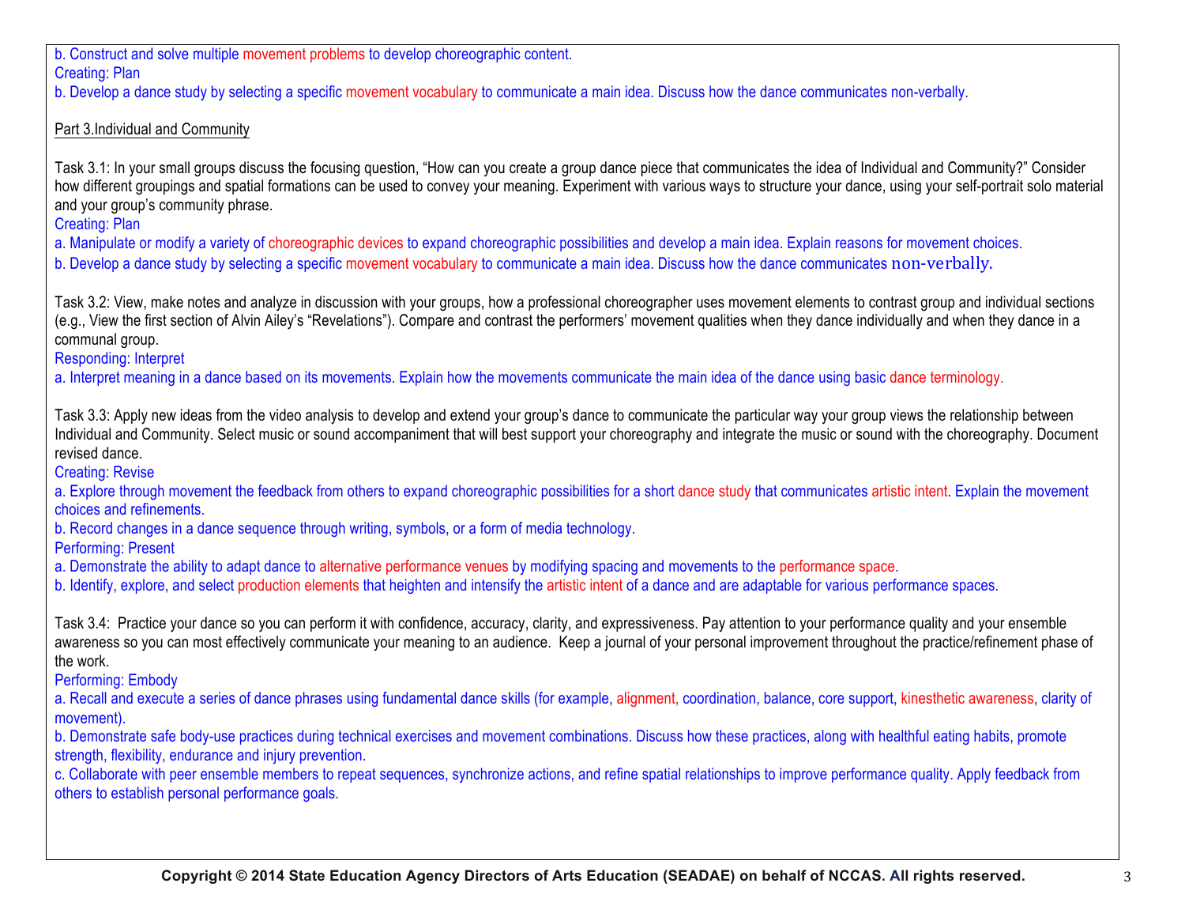b. Construct and solve multiple movement problems to develop choreographic content.

Creating: Plan

b. Develop a dance study by selecting a specific movement vocabulary to communicate a main idea. Discuss how the dance communicates non-verbally.

Part 3.Individual and Community

Task 3.1: In your small groups discuss the focusing question, "How can you create a group dance piece that communicates the idea of Individual and Community?" Consider how different groupings and spatial formations can be used to convey your meaning. Experiment with various ways to structure your dance, using your self-portrait solo material and your group's community phrase.

Creating: Plan

a. Manipulate or modify a variety of choreographic devices to expand choreographic possibilities and develop a main idea. Explain reasons for movement choices.

b. Develop a dance study by selecting a specific movement vocabulary to communicate a main idea. Discuss how the dance communicates non-verbally.

Task 3.2: View, make notes and analyze in discussion with your groups, how a professional choreographer uses movement elements to contrast group and individual sections (e.g., View the first section of Alvin Ailey's "Revelations"). Compare and contrast the performers' movement qualities when they dance individually and when they dance in a communal group.

Responding: Interpret

a. Interpret meaning in a dance based on its movements. Explain how the movements communicate the main idea of the dance using basic dance terminology.

Task 3.3: Apply new ideas from the video analysis to develop and extend your group's dance to communicate the particular way your group views the relationship between Individual and Community. Select music or sound accompaniment that will best support your choreography and integrate the music or sound with the choreography. Document revised dance.

Creating: Revise

a. Explore through movement the feedback from others to expand choreographic possibilities for a short dance study that communicates artistic intent. Explain the movement choices and refinements.

b. Record changes in a dance sequence through writing, symbols, or a form of media technology.

Performing: Present

a. Demonstrate the ability to adapt dance to alternative performance venues by modifying spacing and movements to the performance space.

b. Identify, explore, and select production elements that heighten and intensify the artistic intent of a dance and are adaptable for various performance spaces.

Task 3.4: Practice your dance so you can perform it with confidence, accuracy, clarity, and expressiveness. Pay attention to your performance quality and your ensemble awareness so you can most effectively communicate your meaning to an audience. Keep a journal of your personal improvement throughout the practice/refinement phase of the work.

Performing: Embody

a. Recall and execute a series of dance phrases using fundamental dance skills (for example, alignment, coordination, balance, core support, kinesthetic awareness, clarity of movement).

b. Demonstrate safe body-use practices during technical exercises and movement combinations. Discuss how these practices, along with healthful eating habits, promote strength, flexibility, endurance and injury prevention.

c. Collaborate with peer ensemble members to repeat sequences, synchronize actions, and refine spatial relationships to improve performance quality. Apply feedback from others to establish personal performance goals.

**Copyright © 2014 State Education Agency Directors of Arts Education (SEADAE) on behalf of NCCAS. All rights reserved.**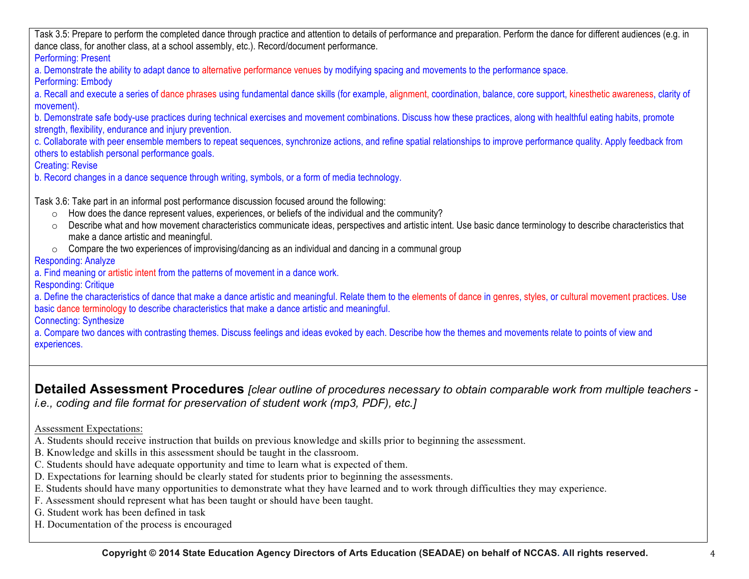Task 3.5: Prepare to perform the completed dance through practice and attention to details of performance and preparation. Perform the dance for different audiences (e.g. in dance class, for another class, at a school assembly, etc.). Record/document performance.

Performing: Present

a. Demonstrate the ability to adapt dance to alternative performance venues by modifying spacing and movements to the performance space.

Performing: Embody

a. Recall and execute a series of dance phrases using fundamental dance skills (for example, alignment, coordination, balance, core support, kinesthetic awareness, clarity of movement).

b. Demonstrate safe body-use practices during technical exercises and movement combinations. Discuss how these practices, along with healthful eating habits, promote strength, flexibility, endurance and injury prevention.

c. Collaborate with peer ensemble members to repeat sequences, synchronize actions, and refine spatial relationships to improve performance quality. Apply feedback from others to establish personal performance goals.

Creating: Revise

b. Record changes in a dance sequence through writing, symbols, or a form of media technology.

Task 3.6: Take part in an informal post performance discussion focused around the following:

- How does the dance represent values, experiences, or beliefs of the individual and the community?
- Describe what and how movement characteristics communicate ideas, perspectives and artistic intent. Use basic dance terminology to describe characteristics that make a dance artistic and meaningful.
- Compare the two experiences of improvising/dancing as an individual and dancing in a communal group

Responding: Analyze

a. Find meaning or artistic intent from the patterns of movement in a dance work.

Responding: Critique

a. Define the characteristics of dance that make a dance artistic and meaningful. Relate them to the elements of dance in genres, styles, or cultural movement practices. Use basic dance terminology to describe characteristics that make a dance artistic and meaningful.

Connecting: Synthesize

a. Compare two dances with contrasting themes. Discuss feelings and ideas evoked by each. Describe how the themes and movements relate to points of view and experiences.

## Detailed Assessment Procedures *[clear outline of procedures necessary to obtain comparable work from multiple teachers - i.e., coding and file format for preservation of student work (mp3, PDF), etc.]*

Assessment Expectations:

A. Students should receive instruction that builds on previous knowledge and skills prior to beginning the assessment.
B. Knowledge and skills in this assessment should be taught in the classroom.
C. Students should have adequate opportunity and time to learn what is expected of them.
D. Expectations for learning should be clearly stated for students prior to beginning the assessments.
E. Students should have many opportunities to demonstrate what they have learned and to work through difficulties they may experience.
F. Assessment should represent what has been taught or should have been taught.
G. Student work has been defined in task
H. Documentation of the process is encouraged

**Copyright © 2014 State Education Agency Directors of Arts Education (SEADAE) on behalf of NCCAS. All rights reserved.**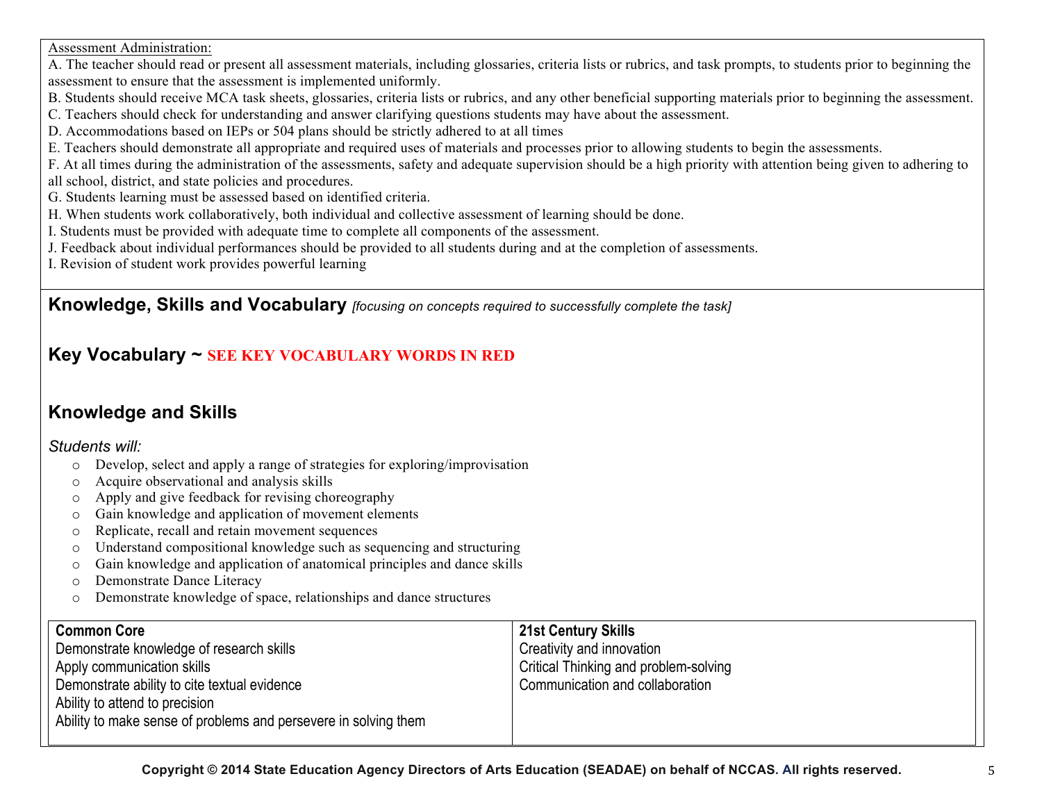Assessment Administration:

A. The teacher should read or present all assessment materials, including glossaries, criteria lists or rubrics, and task prompts, to students prior to beginning the assessment to ensure that the assessment is implemented uniformly.
B. Students should receive MCA task sheets, glossaries, criteria lists or rubrics, and any other beneficial supporting materials prior to beginning the assessment.
C. Teachers should check for understanding and answer clarifying questions students may have about the assessment.
D. Accommodations based on IEPs or 504 plans should be strictly adhered to at all times
E. Teachers should demonstrate all appropriate and required uses of materials and processes prior to allowing students to begin the assessments.
F. At all times during the administration of the assessments, safety and adequate supervision should be a high priority with attention being given to adhering to all school, district, and state policies and procedures.
G. Students learning must be assessed based on identified criteria.
H. When students work collaboratively, both individual and collective assessment of learning should be done.
I. Students must be provided with adequate time to complete all components of the assessment.
J. Feedback about individual performances should be provided to all students during and at the completion of assessments.
I. Revision of student work provides powerful learning

## Knowledge, Skills and Vocabulary *[focusing on concepts required to successfully complete the task]*

## Key Vocabulary ~ SEE KEY VOCABULARY WORDS IN RED

## Knowledge and Skills

*Students will:*

- Develop, select and apply a range of strategies for exploring/improvisation
- Acquire observational and analysis skills
- Apply and give feedback for revising choreography
- Gain knowledge and application of movement elements
- Replicate, recall and retain movement sequences
- Understand compositional knowledge such as sequencing and structuring
- Gain knowledge and application of anatomical principles and dance skills
- Demonstrate Dance Literacy
- Demonstrate knowledge of space, relationships and dance structures

| Common Core | 21st Century Skills |
|---|---|
| Demonstrate knowledge of research skills<br>Apply communication skills<br>Demonstrate ability to cite textual evidence<br>Ability to attend to precision<br>Ability to make sense of problems and persevere in solving them | Creativity and innovation<br>Critical Thinking and problem-solving<br>Communication and collaboration |

Copyright © 2014 State Education Agency Directors of Arts Education (SEADAE) on behalf of NCCAS. All rights reserved.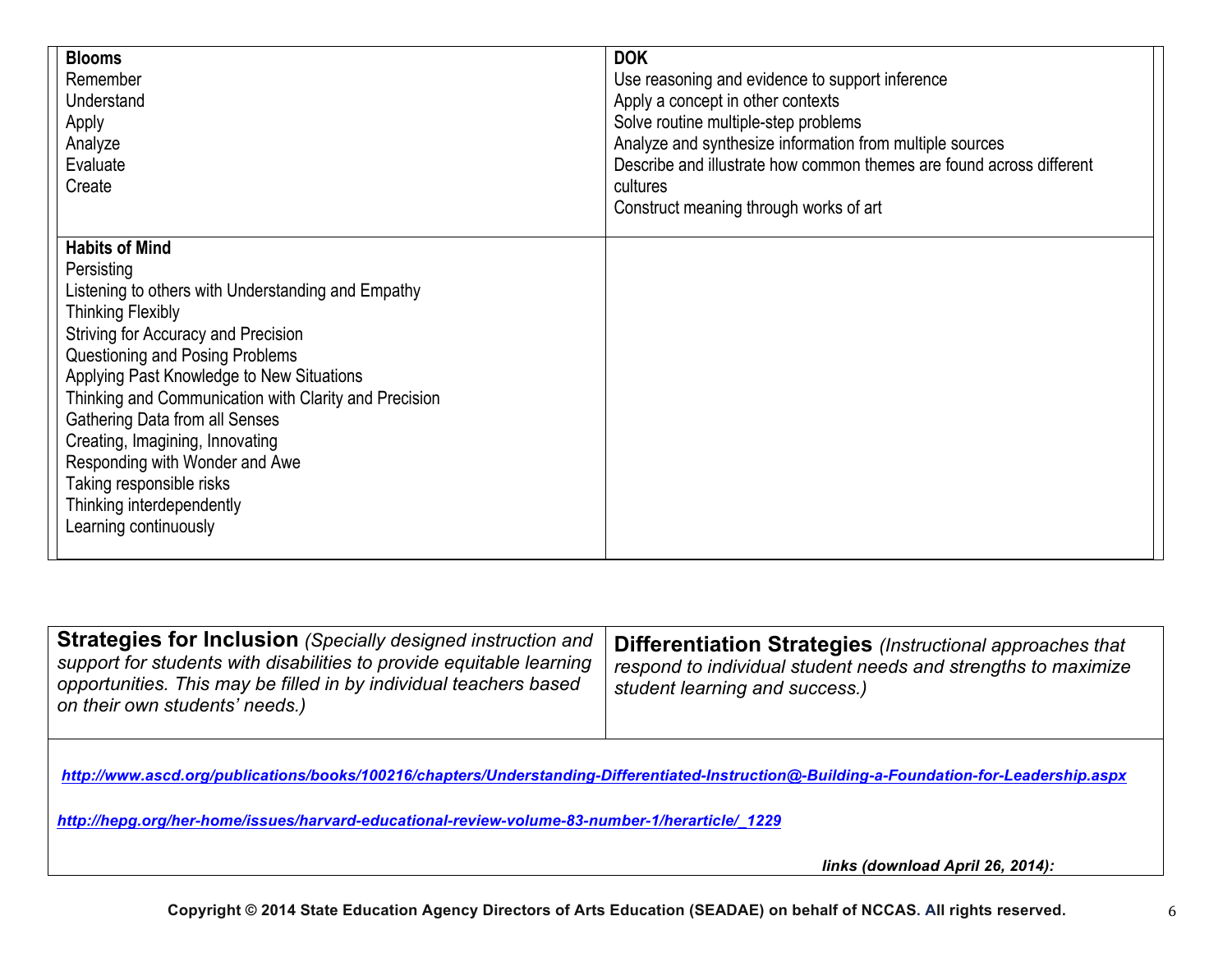| | |
|---|---|
| **Blooms**<br>Remember<br>Understand<br>Apply<br>Analyze<br>Evaluate<br>Create | **DOK**<br>Use reasoning and evidence to support inference<br>Apply a concept in other contexts<br>Solve routine multiple-step problems<br>Analyze and synthesize information from multiple sources<br>Describe and illustrate how common themes are found across different cultures<br>Construct meaning through works of art |
| **Habits of Mind**<br>Persisting<br>Listening to others with Understanding and Empathy<br>Thinking Flexibly<br>Striving for Accuracy and Precision<br>Questioning and Posing Problems<br>Applying Past Knowledge to New Situations<br>Thinking and Communication with Clarity and Precision<br>Gathering Data from all Senses<br>Creating, Imagining, Innovating<br>Responding with Wonder and Awe<br>Taking responsible risks<br>Thinking interdependently<br>Learning continuously | |

| | |
|---|---|
| **Strategies for Inclusion** *(Specially designed instruction and support for students with disabilities to provide equitable learning opportunities. This may be filled in by individual teachers based on their own students' needs.)* | **Differentiation Strategies** *(Instructional approaches that respond to individual student needs and strengths to maximize student learning and success.)* |

***http://www.ascd.org/publications/books/100216/chapters/Understanding-Differentiated-Instruction@-Building-a-Foundation-for-Leadership.aspx***

***http://hepg.org/her-home/issues/harvard-educational-review-volume-83-number-1/herarticle/_1229***

***links (download April 26, 2014):***

**Copyright © 2014 State Education Agency Directors of Arts Education (SEADAE) on behalf of NCCAS. All rights reserved.**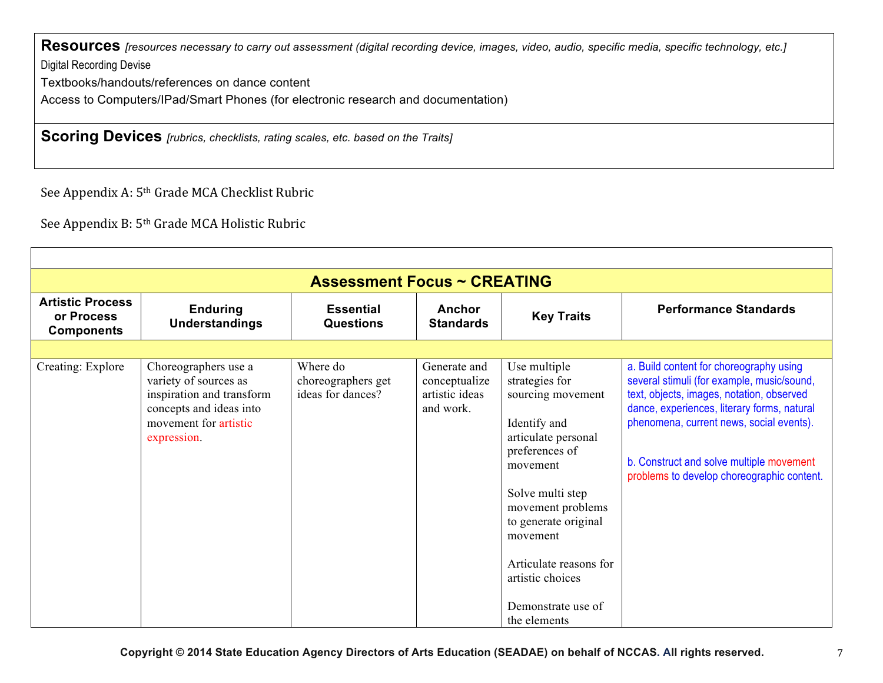**Resources** *[resources necessary to carry out assessment (digital recording device, images, video, audio, specific media, specific technology, etc.]*

Digital Recording Devise

Textbooks/handouts/references on dance content

Access to Computers/IPad/Smart Phones (for electronic research and documentation)

**Scoring Devices** *[rubrics, checklists, rating scales, etc. based on the Traits]*

See Appendix A: 5th Grade MCA Checklist Rubric

See Appendix B: 5th Grade MCA Holistic Rubric

| Assessment Focus ~ CREATING | | | | | |
|---|---|---|---|---|---|
| **Artistic Process or Process Components** | **Enduring Understandings** | **Essential Questions** | **Anchor Standards** | **Key Traits** | **Performance Standards** |
| | | | | | |
| Creating: Explore | Choreographers use a variety of sources as inspiration and transform concepts and ideas into movement for artistic expression. | Where do choreographers get ideas for dances? | Generate and conceptualize artistic ideas and work. | Use multiple strategies for sourcing movement<br><br>Identify and articulate personal preferences of movement<br><br>Solve multi step movement problems to generate original movement<br><br>Articulate reasons for artistic choices<br><br>Demonstrate use of the elements | a. Build content for choreography using several stimuli (for example, music/sound, text, objects, images, notation, observed dance, experiences, literary forms, natural phenomena, current news, social events).<br><br>b. Construct and solve multiple movement problems to develop choreographic content. |

**Copyright © 2014 State Education Agency Directors of Arts Education (SEADAE) on behalf of NCCAS. All rights reserved.**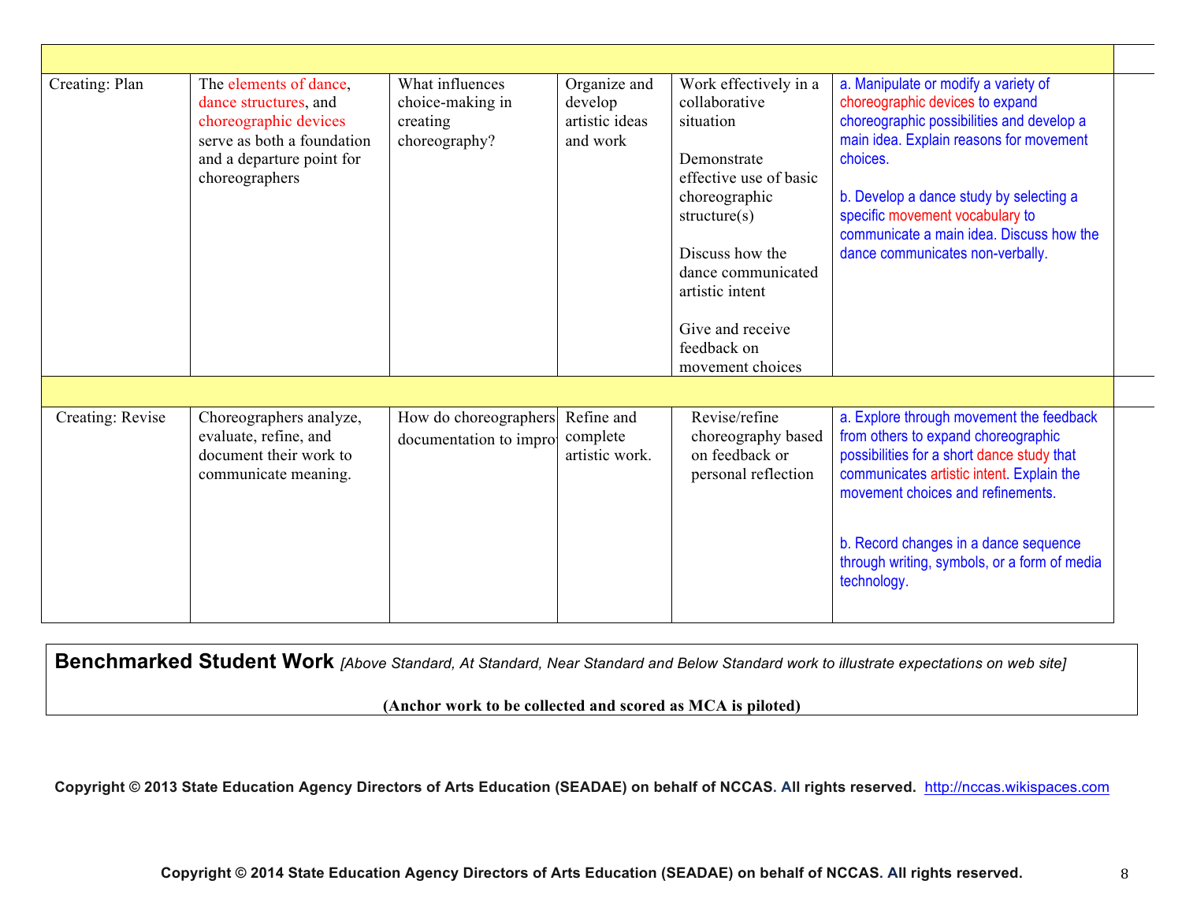| | | | | | |
|---|---|---|---|---|---|
| | | | | | |
| Creating: Plan | The elements of dance, dance structures, and choreographic devices serve as both a foundation and a departure point for choreographers | What influences choice-making in creating choreography? | Organize and develop artistic ideas and work | Work effectively in a collaborative situation<br><br>Demonstrate effective use of basic choreographic structure(s)<br><br>Discuss how the dance communicated artistic intent<br><br>Give and receive feedback on movement choices | a. Manipulate or modify a variety of choreographic devices to expand choreographic possibilities and develop a main idea. Explain reasons for movement choices.<br><br>b. Develop a dance study by selecting a specific movement vocabulary to communicate a main idea. Discuss how the dance communicates non-verbally. |
| | | | | | |
| Creating: Revise | Choreographers analyze, evaluate, refine, and document their work to communicate meaning. | How do choreographers documentation to impro | Refine and complete artistic work. | Revise/refine choreography based on feedback or personal reflection | a. Explore through movement the feedback from others to expand choreographic possibilities for a short dance study that communicates artistic intent. Explain the movement choices and refinements.<br><br>b. Record changes in a dance sequence through writing, symbols, or a form of media technology. |

**Benchmarked Student Work** *[Above Standard, At Standard, Near Standard and Below Standard work to illustrate expectations on web site]*

**(Anchor work to be collected and scored as MCA is piloted)**

**Copyright © 2013 State Education Agency Directors of Arts Education (SEADAE) on behalf of NCCAS. All rights reserved.** http://nccas.wikispaces.com

**Copyright © 2014 State Education Agency Directors of Arts Education (SEADAE) on behalf of NCCAS. All rights reserved.**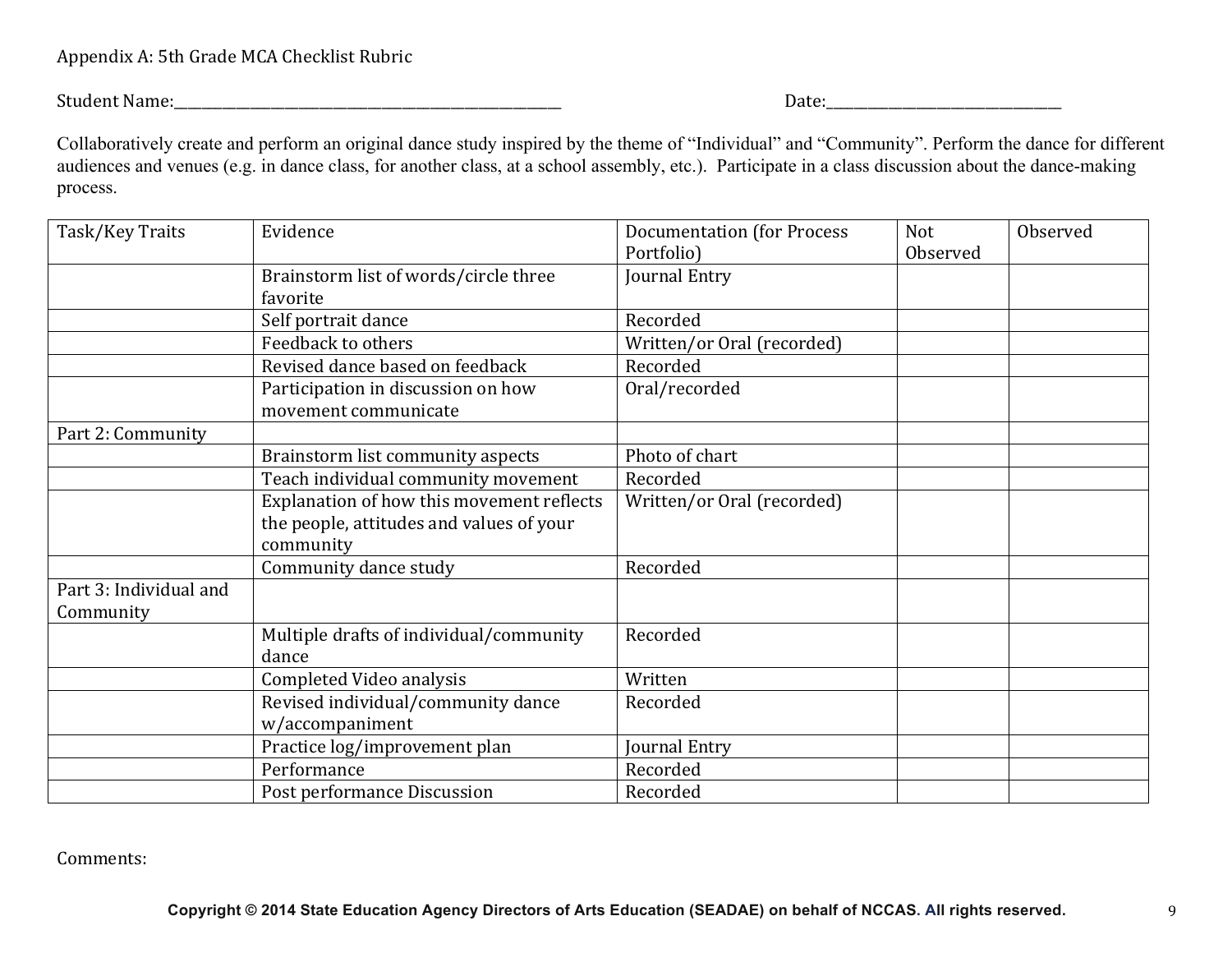Appendix A: 5th Grade MCA Checklist Rubric

Student Name:_______________________________________________ Date:____________________________

Collaboratively create and perform an original dance study inspired by the theme of "Individual" and "Community". Perform the dance for different audiences and venues (e.g. in dance class, for another class, at a school assembly, etc.). Participate in a class discussion about the dance-making process.

| Task/Key Traits | Evidence | Documentation (for Process Portfolio) | Not Observed | Observed |
|---|---|---|---|---|
| | Brainstorm list of words/circle three favorite | Journal Entry | | |
| | Self portrait dance | Recorded | | |
| | Feedback to others | Written/or Oral (recorded) | | |
| | Revised dance based on feedback | Recorded | | |
| | Participation in discussion on how movement communicate | Oral/recorded | | |
| Part 2: Community | | | | |
| | Brainstorm list community aspects | Photo of chart | | |
| | Teach individual community movement | Recorded | | |
| | Explanation of how this movement reflects the people, attitudes and values of your community | Written/or Oral (recorded) | | |
| | Community dance study | Recorded | | |
| Part 3: Individual and Community | | | | |
| | Multiple drafts of individual/community dance | Recorded | | |
| | Completed Video analysis | Written | | |
| | Revised individual/community dance w/accompaniment | Recorded | | |
| | Practice log/improvement plan | Journal Entry | | |
| | Performance | Recorded | | |
| | Post performance Discussion | Recorded | | |

Comments:

**Copyright © 2014 State Education Agency Directors of Arts Education (SEADAE) on behalf of NCCAS. All rights reserved.**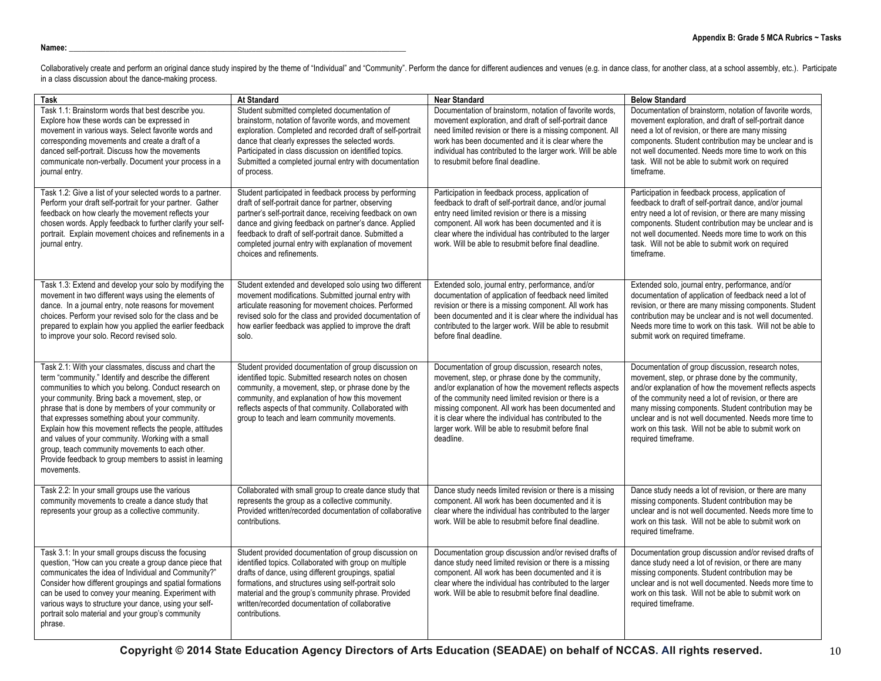Namee: ___________________________________________________________________________________

Collaboratively create and perform an original dance study inspired by the theme of "Individual" and "Community". Perform the dance for different audiences and venues (e.g. in dance class, for another class, at a school assembly, etc.). Participate in a class discussion about the dance-making process.

| Task | At Standard | Near Standard | Below Standard |
|---|---|---|---|
| Task 1.1: Brainstorm words that best describe you. Explore how these words can be expressed in movement in various ways. Select favorite words and corresponding movements and create a draft of a danced self-portrait. Discuss how the movements communicate non-verbally. Document your process in a journal entry. | Student submitted completed documentation of brainstorm, notation of favorite words, and movement exploration. Completed and recorded draft of self-portrait dance that clearly expresses the selected words. Participated in class discussion on identified topics. Submitted a completed journal entry with documentation of process. | Documentation of brainstorm, notation of favorite words, movement exploration, and draft of self-portrait dance need limited revision or there is a missing component. All work has been documented and it is clear where the individual has contributed to the larger work. Will be able to resubmit before final deadline. | Documentation of brainstorm, notation of favorite words, movement exploration, and draft of self-portrait dance need a lot of revision, or there are many missing components. Student contribution may be unclear and is not well documented. Needs more time to work on this task. Will not be able to submit work on required timeframe. |
| Task 1.2: Give a list of your selected words to a partner. Perform your draft self-portrait for your partner. Gather feedback on how clearly the movement reflects your chosen words. Apply feedback to further clarify your self-portrait. Explain movement choices and refinements in a journal entry. | Student participated in feedback process by performing draft of self-portrait dance for partner, observing partner's self-portrait dance, receiving feedback on own dance and giving feedback on partner's dance. Applied feedback to draft of self-portrait dance. Submitted a completed journal entry with explanation of movement choices and refinements. | Participation in feedback process, application of feedback to draft of self-portrait dance, and/or journal entry need limited revision or there is a missing component. All work has been documented and it is clear where the individual has contributed to the larger work. Will be able to resubmit before final deadline. | Participation in feedback process, application of feedback to draft of self-portrait dance, and/or journal entry need a lot of revision, or there are many missing components. Student contribution may be unclear and is not well documented. Needs more time to work on this task. Will not be able to submit work on required timeframe. |
| Task 1.3: Extend and develop your solo by modifying the movement in two different ways using the elements of dance. In a journal entry, note reasons for movement choices. Perform your revised solo for the class and be prepared to explain how you applied the earlier feedback to improve your solo. Record revised solo. | Student extended and developed solo using two different movement modifications. Submitted journal entry with articulate reasoning for movement choices. Performed revised solo for the class and provided documentation of how earlier feedback was applied to improve the draft solo. | Extended solo, journal entry, performance, and/or documentation of application of feedback need limited revision or there is a missing component. All work has been documented and it is clear where the individual has contributed to the larger work. Will be able to resubmit before final deadline. | Extended solo, journal entry, performance, and/or documentation of application of feedback need a lot of revision, or there are many missing components. Student contribution may be unclear and is not well documented. Needs more time to work on this task. Will not be able to submit work on required timeframe. |
| Task 2.1: With your classmates, discuss and chart the term "community." Identify and describe the different communities to which you belong. Conduct research on your community. Bring back a movement, step, or phrase that is done by members of your community or that expresses something about your community. Explain how this movement reflects the people, attitudes and values of your community. Working with a small group, teach community movements to each other. Provide feedback to group members to assist in learning movements. | Student provided documentation of group discussion on identified topic. Submitted research notes on chosen community, a movement, step, or phrase done by the community, and explanation of how this movement reflects aspects of that community. Collaborated with group to teach and learn community movements. | Documentation of group discussion, research notes, movement, step, or phrase done by the community, and/or explanation of how the movement reflects aspects of the community need limited revision or there is a missing component. All work has been documented and it is clear where the individual has contributed to the larger work. Will be able to resubmit before final deadline. | Documentation of group discussion, research notes, movement, step, or phrase done by the community, and/or explanation of how the movement reflects aspects of the community need a lot of revision, or there are many missing components. Student contribution may be unclear and is not well documented. Needs more time to work on this task. Will not be able to submit work on required timeframe. |
| Task 2.2: In your small groups use the various community movements to create a dance study that represents your group as a collective community. | Collaborated with small group to create dance study that represents the group as a collective community. Provided written/recorded documentation of collaborative contributions. | Dance study needs limited revision or there is a missing component. All work has been documented and it is clear where the individual has contributed to the larger work. Will be able to resubmit before final deadline. | Dance study needs a lot of revision, or there are many missing components. Student contribution may be unclear and is not well documented. Needs more time to work on this task. Will not be able to submit work on required timeframe. |
| Task 3.1: In your small groups discuss the focusing question, "How can you create a group dance piece that communicates the idea of Individual and Community?" Consider how different groupings and spatial formations can be used to convey your meaning. Experiment with various ways to structure your dance, using your self-portrait solo material and your group's community phrase. | Student provided documentation of group discussion on identified topics. Collaborated with group on multiple drafts of dance, using different groupings, spatial formations, and structures using self-portrait solo material and the group's community phrase. Provided written/recorded documentation of collaborative contributions. | Documentation group discussion and/or revised drafts of dance study need limited revision or there is a missing component. All work has been documented and it is clear where the individual has contributed to the larger work. Will be able to resubmit before final deadline. | Documentation group discussion and/or revised drafts of dance study need a lot of revision, or there are many missing components. Student contribution may be unclear and is not well documented. Needs more time to work on this task. Will not be able to submit work on required timeframe. |

**Copyright © 2014 State Education Agency Directors of Arts Education (SEADAE) on behalf of NCCAS. All rights reserved.**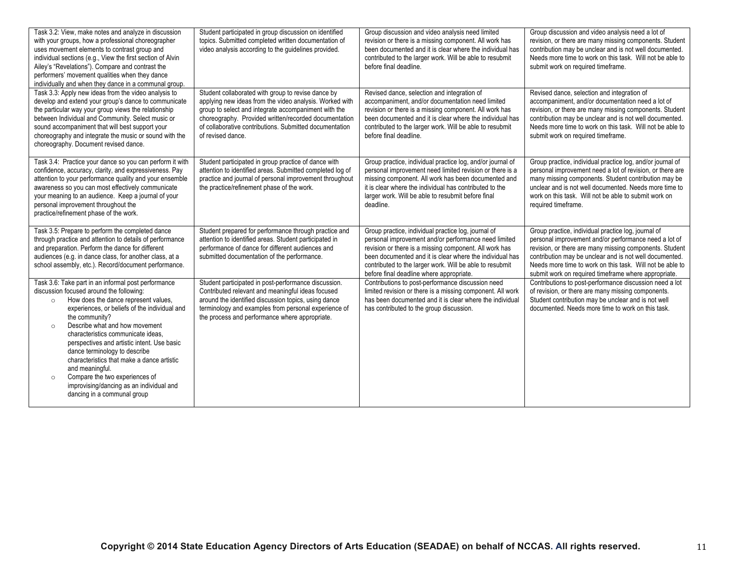| | | | |
|---|---|---|---|
| Task 3.2: View, make notes and analyze in discussion with your groups, how a professional choreographer uses movement elements to contrast group and individual sections (e.g., View the first section of Alvin Ailey's "Revelations"). Compare and contrast the performers' movement qualities when they dance individually and when they dance in a communal group. | Student participated in group discussion on identified topics. Submitted completed written documentation of video analysis according to the guidelines provided. | Group discussion and video analysis need limited revision or there is a missing component. All work has been documented and it is clear where the individual has contributed to the larger work. Will be able to resubmit before final deadline. | Group discussion and video analysis need a lot of revision, or there are many missing components. Student contribution may be unclear and is not well documented. Needs more time to work on this task. Will not be able to submit work on required timeframe. |
| Task 3.3: Apply new ideas from the video analysis to develop and extend your group's dance to communicate the particular way your group views the relationship between Individual and Community. Select music or sound accompaniment that will best support your choreography and integrate the music or sound with the choreography. Document revised dance. | Student collaborated with group to revise dance by applying new ideas from the video analysis. Worked with group to select and integrate accompaniment with the choreography. Provided written/recorded documentation of collaborative contributions. Submitted documentation of revised dance. | Revised dance, selection and integration of accompaniment, and/or documentation need limited revision or there is a missing component. All work has been documented and it is clear where the individual has contributed to the larger work. Will be able to resubmit before final deadline. | Revised dance, selection and integration of accompaniment, and/or documentation need a lot of revision, or there are many missing components. Student contribution may be unclear and is not well documented. Needs more time to work on this task. Will not be able to submit work on required timeframe. |
| Task 3.4: Practice your dance so you can perform it with confidence, accuracy, clarity, and expressiveness. Pay attention to your performance quality and your ensemble awareness so you can most effectively communicate your meaning to an audience. Keep a journal of your personal improvement throughout the practice/refinement phase of the work. | Student participated in group practice of dance with attention to identified areas. Submitted completed log of practice and journal of personal improvement throughout the practice/refinement phase of the work. | Group practice, individual practice log, and/or journal of personal improvement need limited revision or there is a missing component. All work has been documented and it is clear where the individual has contributed to the larger work. Will be able to resubmit before final deadline. | Group practice, individual practice log, and/or journal of personal improvement need a lot of revision, or there are many missing components. Student contribution may be unclear and is not well documented. Needs more time to work on this task. Will not be able to submit work on required timeframe. |
| Task 3.5: Prepare to perform the completed dance through practice and attention to details of performance and preparation. Perform the dance for different audiences (e.g. in dance class, for another class, at a school assembly, etc.). Record/document performance. | Student prepared for performance through practice and attention to identified areas. Student participated in performance of dance for different audiences and submitted documentation of the performance. | Group practice, individual practice log, journal of personal improvement and/or performance need limited revision or there is a missing component. All work has been documented and it is clear where the individual has contributed to the larger work. Will be able to resubmit before final deadline where appropriate. | Group practice, individual practice log, journal of personal improvement and/or performance need a lot of revision, or there are many missing components. Student contribution may be unclear and is not well documented. Needs more time to work on this task. Will not be able to submit work on required timeframe where appropriate. |
| Task 3.6: Take part in an informal post performance discussion focused around the following:<br>○ How does the dance represent values, experiences, or beliefs of the individual and the community?<br>○ Describe what and how movement characteristics communicate ideas, perspectives and artistic intent. Use basic dance terminology to describe characteristics that make a dance artistic and meaningful.<br>○ Compare the two experiences of improvising/dancing as an individual and dancing in a communal group | Student participated in post-performance discussion. Contributed relevant and meaningful ideas focused around the identified discussion topics, using dance terminology and examples from personal experience of the process and performance where appropriate. | Contributions to post-performance discussion need limited revision or there is a missing component. All work has been documented and it is clear where the individual has contributed to the group discussion. | Contributions to post-performance discussion need a lot of revision, or there are many missing components. Student contribution may be unclear and is not well documented. Needs more time to work on this task. |

**Copyright © 2014 State Education Agency Directors of Arts Education (SEADAE) on behalf of NCCAS. All rights reserved.**